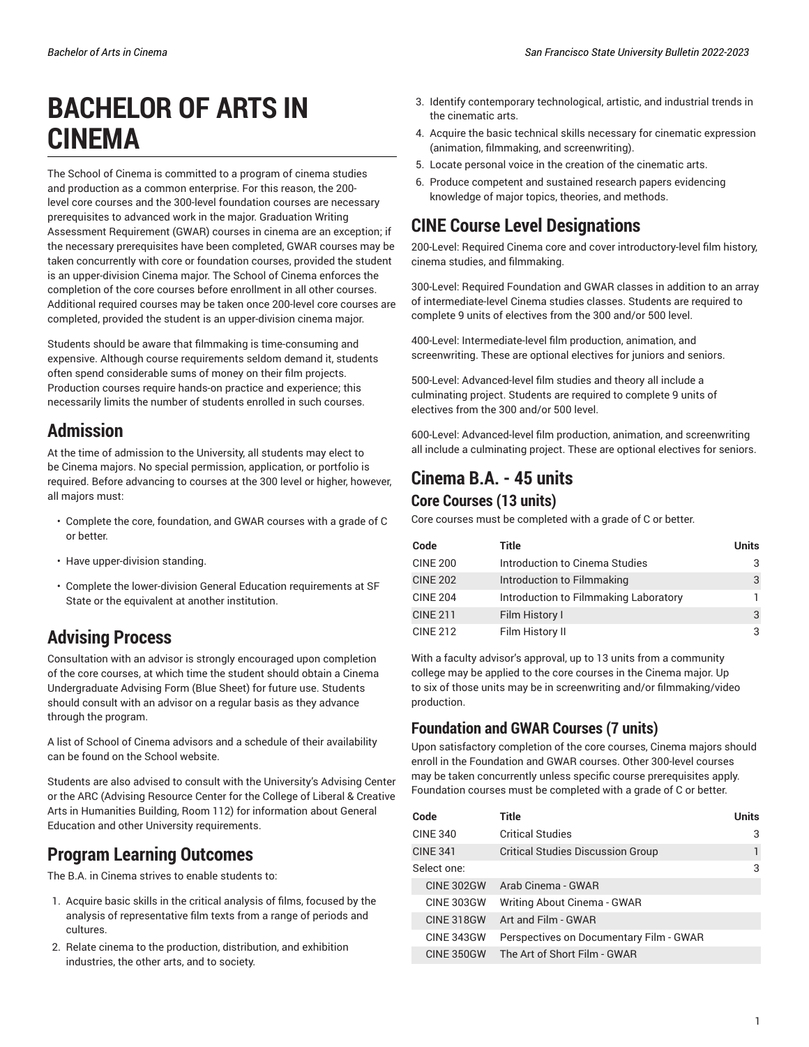# BACHELOR OF ARTS IN CINEMA

The School of Cinema is committed to a program of cinema studies and production as a common enterprise. For this reason, the 200-level core courses and the 300-level foundation courses are necessary prerequisites to advanced work in the major. Graduation Writing Assessment Requirement (GWAR) courses in cinema are an exception; if the necessary prerequisites have been completed, GWAR courses may be taken concurrently with core or foundation courses, provided the student is an upper-division Cinema major. The School of Cinema enforces the completion of the core courses before enrollment in all other courses. Additional required courses may be taken once 200-level core courses are completed, provided the student is an upper-division cinema major.

Students should be aware that filmmaking is time-consuming and expensive. Although course requirements seldom demand it, students often spend considerable sums of money on their film projects. Production courses require hands-on practice and experience; this necessarily limits the number of students enrolled in such courses.

## Admission

At the time of admission to the University, all students may elect to be Cinema majors. No special permission, application, or portfolio is required. Before advancing to courses at the 300 level or higher, however, all majors must:

- Complete the core, foundation, and GWAR courses with a grade of C or better.
- Have upper-division standing.
- Complete the lower-division General Education requirements at SF State or the equivalent at another institution.

## Advising Process

Consultation with an advisor is strongly encouraged upon completion of the core courses, at which time the student should obtain a Cinema Undergraduate Advising Form (Blue Sheet) for future use. Students should consult with an advisor on a regular basis as they advance through the program.

A list of School of Cinema advisors and a schedule of their availability can be found on the School website.

Students are also advised to consult with the University's Advising Center or the ARC (Advising Resource Center for the College of Liberal & Creative Arts in Humanities Building, Room 112) for information about General Education and other University requirements.

## Program Learning Outcomes

The B.A. in Cinema strives to enable students to:

1. Acquire basic skills in the critical analysis of films, focused by the analysis of representative film texts from a range of periods and cultures.
2. Relate cinema to the production, distribution, and exhibition industries, the other arts, and to society.
3. Identify contemporary technological, artistic, and industrial trends in the cinematic arts.
4. Acquire the basic technical skills necessary for cinematic expression (animation, filmmaking, and screenwriting).
5. Locate personal voice in the creation of the cinematic arts.
6. Produce competent and sustained research papers evidencing knowledge of major topics, theories, and methods.

## CINE Course Level Designations

200-Level: Required Cinema core and cover introductory-level film history, cinema studies, and filmmaking.

300-Level: Required Foundation and GWAR classes in addition to an array of intermediate-level Cinema studies classes. Students are required to complete 9 units of electives from the 300 and/or 500 level.

400-Level: Intermediate-level film production, animation, and screenwriting. These are optional electives for juniors and seniors.

500-Level: Advanced-level film studies and theory all include a culminating project. Students are required to complete 9 units of electives from the 300 and/or 500 level.

600-Level: Advanced-level film production, animation, and screenwriting all include a culminating project. These are optional electives for seniors.

## Cinema B.A. - 45 units

### Core Courses (13 units)

Core courses must be completed with a grade of C or better.

| Code | Title | Units |
|---|---|---|
| CINE 200 | Introduction to Cinema Studies | 3 |
| CINE 202 | Introduction to Filmmaking | 3 |
| CINE 204 | Introduction to Filmmaking Laboratory | 1 |
| CINE 211 | Film History I | 3 |
| CINE 212 | Film History II | 3 |

With a faculty advisor's approval, up to 13 units from a community college may be applied to the core courses in the Cinema major. Up to six of those units may be in screenwriting and/or filmmaking/video production.

### Foundation and GWAR Courses (7 units)

Upon satisfactory completion of the core courses, Cinema majors should enroll in the Foundation and GWAR courses. Other 300-level courses may be taken concurrently unless specific course prerequisites apply. Foundation courses must be completed with a grade of C or better.

| Code | Title | Units |
|---|---|---|
| CINE 340 | Critical Studies | 3 |
| CINE 341 | Critical Studies Discussion Group | 1 |
| Select one: | | 3 |
| CINE 302GW | Arab Cinema - GWAR | |
| CINE 303GW | Writing About Cinema - GWAR | |
| CINE 318GW | Art and Film - GWAR | |
| CINE 343GW | Perspectives on Documentary Film - GWAR | |
| CINE 350GW | The Art of Short Film - GWAR | |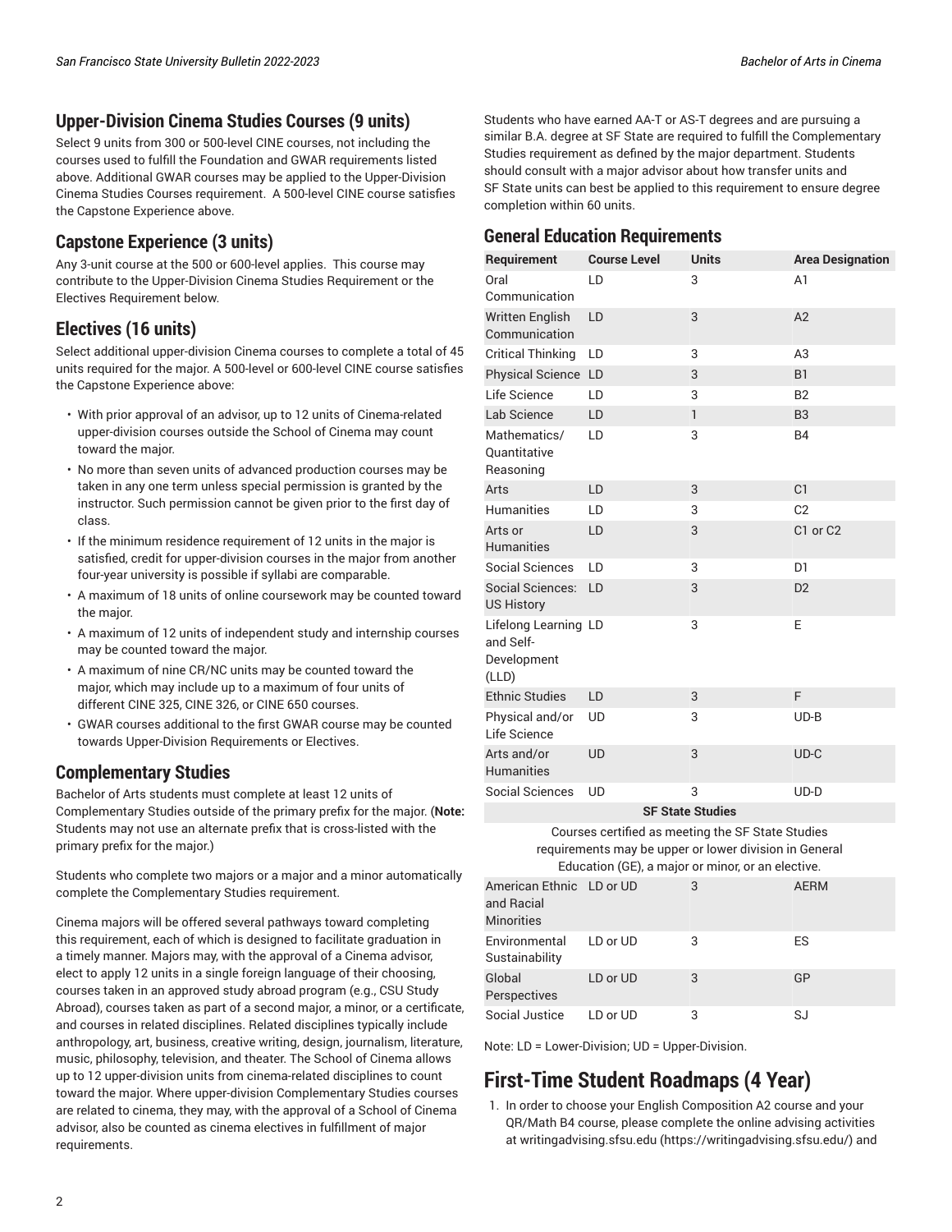## Upper-Division Cinema Studies Courses (9 units)

Select 9 units from 300 or 500-level CINE courses, not including the courses used to fulfill the Foundation and GWAR requirements listed above. Additional GWAR courses may be applied to the Upper-Division Cinema Studies Courses requirement. A 500-level CINE course satisfies the Capstone Experience above.

## Capstone Experience (3 units)

Any 3-unit course at the 500 or 600-level applies. This course may contribute to the Upper-Division Cinema Studies Requirement or the Electives Requirement below.

## Electives (16 units)

Select additional upper-division Cinema courses to complete a total of 45 units required for the major. A 500-level or 600-level CINE course satisfies the Capstone Experience above:

- With prior approval of an advisor, up to 12 units of Cinema-related upper-division courses outside the School of Cinema may count toward the major.
- No more than seven units of advanced production courses may be taken in any one term unless special permission is granted by the instructor. Such permission cannot be given prior to the first day of class.
- If the minimum residence requirement of 12 units in the major is satisfied, credit for upper-division courses in the major from another four-year university is possible if syllabi are comparable.
- A maximum of 18 units of online coursework may be counted toward the major.
- A maximum of 12 units of independent study and internship courses may be counted toward the major.
- A maximum of nine CR/NC units may be counted toward the major, which may include up to a maximum of four units of different CINE 325, CINE 326, or CINE 650 courses.
- GWAR courses additional to the first GWAR course may be counted towards Upper-Division Requirements or Electives.

## Complementary Studies

Bachelor of Arts students must complete at least 12 units of Complementary Studies outside of the primary prefix for the major. (**Note:** Students may not use an alternate prefix that is cross-listed with the primary prefix for the major.)

Students who complete two majors or a major and a minor automatically complete the Complementary Studies requirement.

Cinema majors will be offered several pathways toward completing this requirement, each of which is designed to facilitate graduation in a timely manner. Majors may, with the approval of a Cinema advisor, elect to apply 12 units in a single foreign language of their choosing, courses taken in an approved study abroad program (e.g., CSU Study Abroad), courses taken as part of a second major, a minor, or a certificate, and courses in related disciplines. Related disciplines typically include anthropology, art, business, creative writing, design, journalism, literature, music, philosophy, television, and theater. The School of Cinema allows up to 12 upper-division units from cinema-related disciplines to count toward the major. Where upper-division Complementary Studies courses are related to cinema, they may, with the approval of a School of Cinema advisor, also be counted as cinema electives in fulfillment of major requirements.

Students who have earned AA-T or AS-T degrees and are pursuing a similar B.A. degree at SF State are required to fulfill the Complementary Studies requirement as defined by the major department. Students should consult with a major advisor about how transfer units and SF State units can best be applied to this requirement to ensure degree completion within 60 units.

## General Education Requirements

| Requirement | Course Level | Units | Area Designation |
|---|---|---|---|
| Oral Communication | LD | 3 | A1 |
| Written English Communication | LD | 3 | A2 |
| Critical Thinking | LD | 3 | A3 |
| Physical Science | LD | 3 | B1 |
| Life Science | LD | 3 | B2 |
| Lab Science | LD | 1 | B3 |
| Mathematics/ Quantitative Reasoning | LD | 3 | B4 |
| Arts | LD | 3 | C1 |
| Humanities | LD | 3 | C2 |
| Arts or Humanities | LD | 3 | C1 or C2 |
| Social Sciences | LD | 3 | D1 |
| Social Sciences: US History | LD | 3 | D2 |
| Lifelong Learning and Self-Development (LLD) | LD | 3 | E |
| Ethnic Studies | LD | 3 | F |
| Physical and/or Life Science | UD | 3 | UD-B |
| Arts and/or Humanities | UD | 3 | UD-C |
| Social Sciences | UD | 3 | UD-D |
| **SF State Studies** | | | |
| Courses certified as meeting the SF State Studies requirements may be upper or lower division in General Education (GE), a major or minor, or an elective. | | | |
| American Ethnic and Racial Minorities | LD or UD | 3 | AERM |
| Environmental Sustainability | LD or UD | 3 | ES |
| Global Perspectives | LD or UD | 3 | GP |
| Social Justice | LD or UD | 3 | SJ |

Note: LD = Lower-Division; UD = Upper-Division.

# First-Time Student Roadmaps (4 Year)

1. In order to choose your English Composition A2 course and your QR/Math B4 course, please complete the online advising activities at writingadvising.sfsu.edu (https://writingadvising.sfsu.edu/) and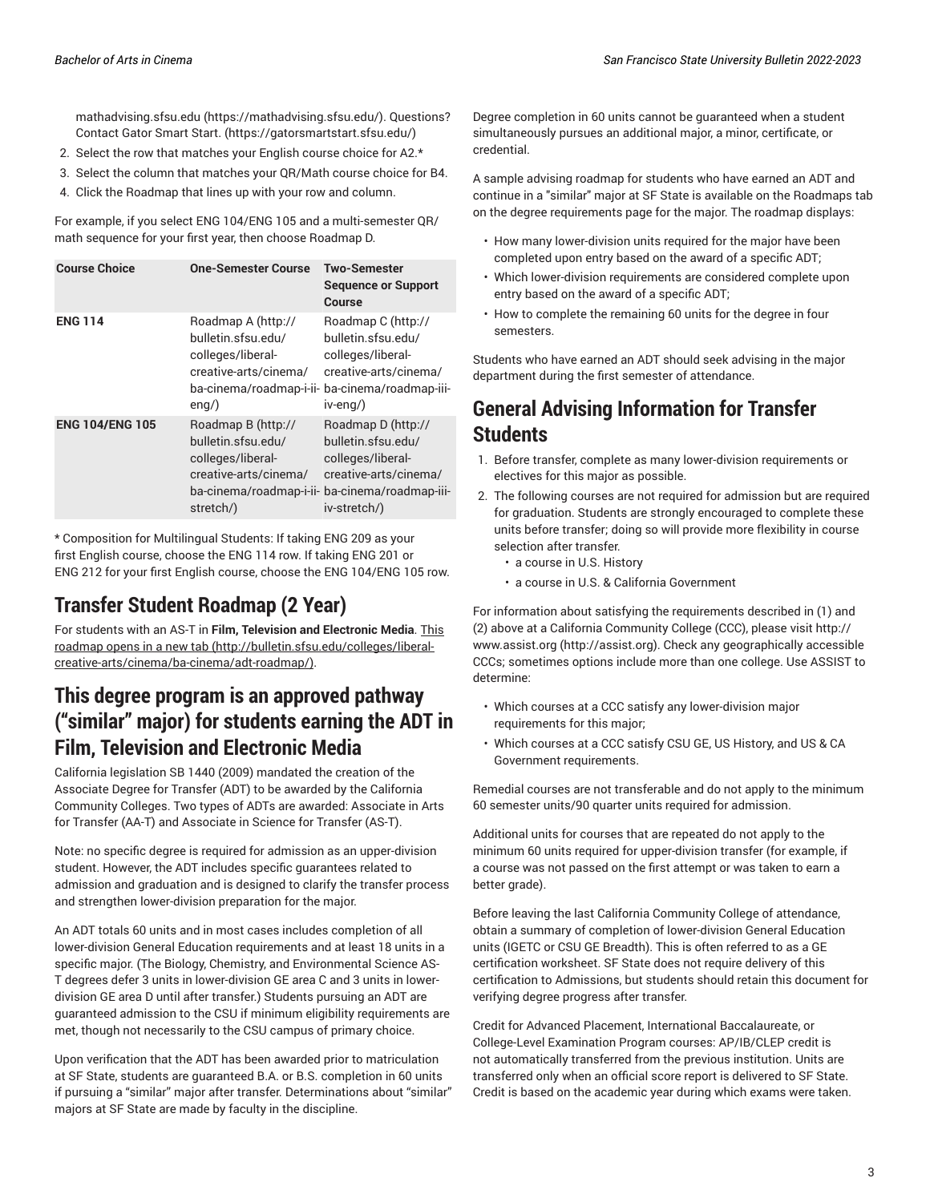mathadvising.sfsu.edu (https://mathadvising.sfsu.edu/). Questions? Contact Gator Smart Start. (https://gatorsmartstart.sfsu.edu/)

2. Select the row that matches your English course choice for A2.*
3. Select the column that matches your QR/Math course choice for B4.
4. Click the Roadmap that lines up with your row and column.

For example, if you select ENG 104/ENG 105 and a multi-semester QR/math sequence for your first year, then choose Roadmap D.

| Course Choice | One-Semester Course | Two-Semester Sequence or Support Course |
|---|---|---|
| **ENG 114** | Roadmap A (http://bulletin.sfsu.edu/colleges/liberal-creative-arts/cinema/ba-cinema/roadmap-i-ii-eng/) | Roadmap C (http://bulletin.sfsu.edu/colleges/liberal-creative-arts/cinema/ba-cinema/roadmap-iii-iv-eng/) |
| **ENG 104/ENG 105** | Roadmap B (http://bulletin.sfsu.edu/colleges/liberal-creative-arts/cinema/ba-cinema/roadmap-i-ii-stretch/) | Roadmap D (http://bulletin.sfsu.edu/colleges/liberal-creative-arts/cinema/ba-cinema/roadmap-iii-iv-stretch/) |

* Composition for Multilingual Students: If taking ENG 209 as your first English course, choose the ENG 114 row. If taking ENG 201 or ENG 212 for your first English course, choose the ENG 104/ENG 105 row.

## Transfer Student Roadmap (2 Year)

For students with an AS-T in **Film, Television and Electronic Media**. This roadmap opens in a new tab (http://bulletin.sfsu.edu/colleges/liberal-creative-arts/cinema/ba-cinema/adt-roadmap/).

## This degree program is an approved pathway ("similar" major) for students earning the ADT in Film, Television and Electronic Media

California legislation SB 1440 (2009) mandated the creation of the Associate Degree for Transfer (ADT) to be awarded by the California Community Colleges. Two types of ADTs are awarded: Associate in Arts for Transfer (AA-T) and Associate in Science for Transfer (AS-T).

Note: no specific degree is required for admission as an upper-division student. However, the ADT includes specific guarantees related to admission and graduation and is designed to clarify the transfer process and strengthen lower-division preparation for the major.

An ADT totals 60 units and in most cases includes completion of all lower-division General Education requirements and at least 18 units in a specific major. (The Biology, Chemistry, and Environmental Science AS-T degrees defer 3 units in lower-division GE area C and 3 units in lower-division GE area D until after transfer.) Students pursuing an ADT are guaranteed admission to the CSU if minimum eligibility requirements are met, though not necessarily to the CSU campus of primary choice.

Upon verification that the ADT has been awarded prior to matriculation at SF State, students are guaranteed B.A. or B.S. completion in 60 units if pursuing a "similar" major after transfer. Determinations about "similar" majors at SF State are made by faculty in the discipline.

Degree completion in 60 units cannot be guaranteed when a student simultaneously pursues an additional major, a minor, certificate, or credential.

A sample advising roadmap for students who have earned an ADT and continue in a "similar" major at SF State is available on the Roadmaps tab on the degree requirements page for the major. The roadmap displays:

- How many lower-division units required for the major have been completed upon entry based on the award of a specific ADT;
- Which lower-division requirements are considered complete upon entry based on the award of a specific ADT;
- How to complete the remaining 60 units for the degree in four semesters.

Students who have earned an ADT should seek advising in the major department during the first semester of attendance.

## General Advising Information for Transfer Students

1. Before transfer, complete as many lower-division requirements or electives for this major as possible.
2. The following courses are not required for admission but are required for graduation. Students are strongly encouraged to complete these units before transfer; doing so will provide more flexibility in course selection after transfer.
   - a course in U.S. History
   - a course in U.S. & California Government

For information about satisfying the requirements described in (1) and (2) above at a California Community College (CCC), please visit http://www.assist.org (http://assist.org). Check any geographically accessible CCCs; sometimes options include more than one college. Use ASSIST to determine:

- Which courses at a CCC satisfy any lower-division major requirements for this major;
- Which courses at a CCC satisfy CSU GE, US History, and US & CA Government requirements.

Remedial courses are not transferable and do not apply to the minimum 60 semester units/90 quarter units required for admission.

Additional units for courses that are repeated do not apply to the minimum 60 units required for upper-division transfer (for example, if a course was not passed on the first attempt or was taken to earn a better grade).

Before leaving the last California Community College of attendance, obtain a summary of completion of lower-division General Education units (IGETC or CSU GE Breadth). This is often referred to as a GE certification worksheet. SF State does not require delivery of this certification to Admissions, but students should retain this document for verifying degree progress after transfer.

Credit for Advanced Placement, International Baccalaureate, or College-Level Examination Program courses: AP/IB/CLEP credit is not automatically transferred from the previous institution. Units are transferred only when an official score report is delivered to SF State. Credit is based on the academic year during which exams were taken.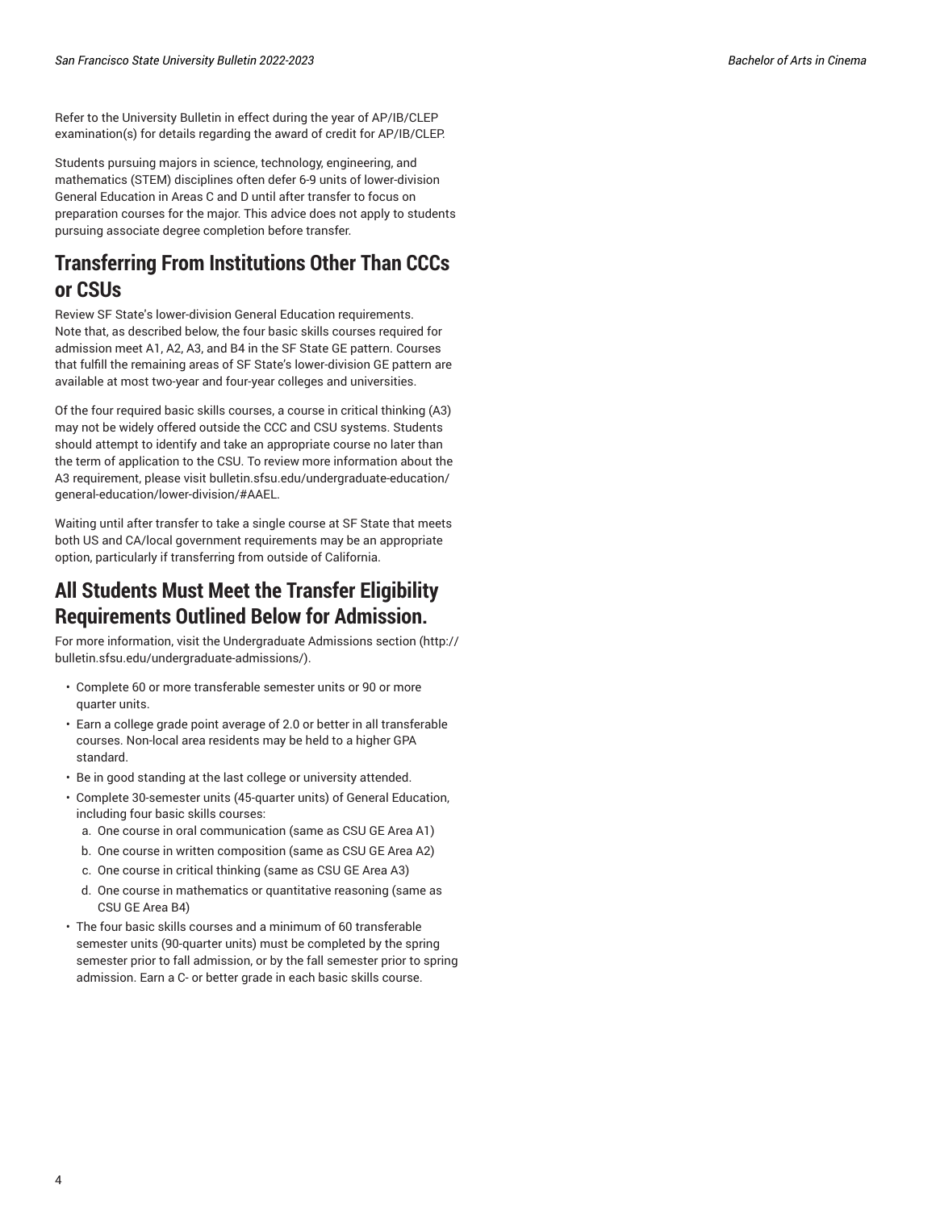Refer to the University Bulletin in effect during the year of AP/IB/CLEP examination(s) for details regarding the award of credit for AP/IB/CLEP.

Students pursuing majors in science, technology, engineering, and mathematics (STEM) disciplines often defer 6-9 units of lower-division General Education in Areas C and D until after transfer to focus on preparation courses for the major. This advice does not apply to students pursuing associate degree completion before transfer.

## Transferring From Institutions Other Than CCCs or CSUs

Review SF State's lower-division General Education requirements. Note that, as described below, the four basic skills courses required for admission meet A1, A2, A3, and B4 in the SF State GE pattern. Courses that fulfill the remaining areas of SF State's lower-division GE pattern are available at most two-year and four-year colleges and universities.

Of the four required basic skills courses, a course in critical thinking (A3) may not be widely offered outside the CCC and CSU systems. Students should attempt to identify and take an appropriate course no later than the term of application to the CSU. To review more information about the A3 requirement, please visit bulletin.sfsu.edu/undergraduate-education/general-education/lower-division/#AAEL.

Waiting until after transfer to take a single course at SF State that meets both US and CA/local government requirements may be an appropriate option, particularly if transferring from outside of California.

## All Students Must Meet the Transfer Eligibility Requirements Outlined Below for Admission.

For more information, visit the Undergraduate Admissions section (http://bulletin.sfsu.edu/undergraduate-admissions/).

- Complete 60 or more transferable semester units or 90 or more quarter units.
- Earn a college grade point average of 2.0 or better in all transferable courses. Non-local area residents may be held to a higher GPA standard.
- Be in good standing at the last college or university attended.
- Complete 30-semester units (45-quarter units) of General Education, including four basic skills courses:
    a. One course in oral communication (same as CSU GE Area A1)
    b. One course in written composition (same as CSU GE Area A2)
    c. One course in critical thinking (same as CSU GE Area A3)
    d. One course in mathematics or quantitative reasoning (same as CSU GE Area B4)
- The four basic skills courses and a minimum of 60 transferable semester units (90-quarter units) must be completed by the spring semester prior to fall admission, or by the fall semester prior to spring admission. Earn a C- or better grade in each basic skills course.